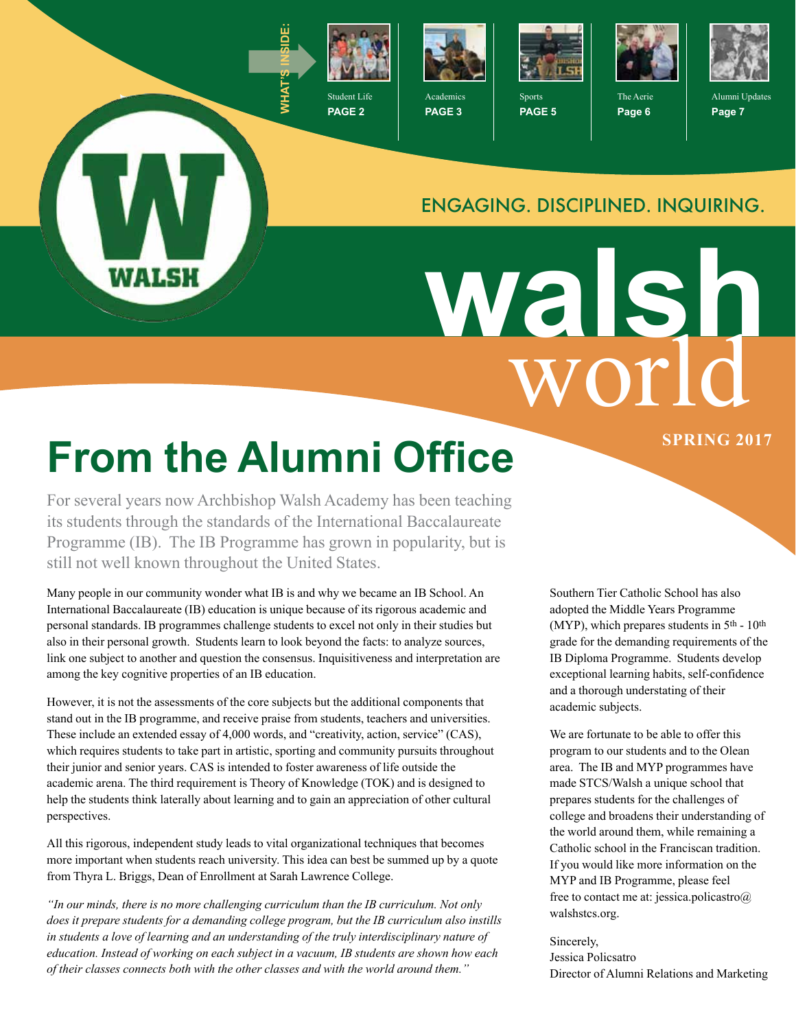WHAT'S INSIDE:

Student Life **PAGE 2**

Academics **PAGE 3**

Sports **PAGE 5**

The Aerie **Page 6**

Alumni Updates **Page 7**

ENGAGING. DISCIPLINED. INQUIRING.

# walsh world

**SPRING 2017**

# From the Alumni Office

For several years now Archbishop Walsh Academy has been teaching its students through the standards of the International Baccalaureate Programme (IB). The IB Programme has grown in popularity, but is still not well known throughout the United States.

Many people in our community wonder what IB is and why we became an IB School. An International Baccalaureate (IB) education is unique because of its rigorous academic and personal standards. IB programmes challenge students to excel not only in their studies but also in their personal growth. Students learn to look beyond the facts: to analyze sources, link one subject to another and question the consensus. Inquisitiveness and interpretation are among the key cognitive properties of an IB education.

However, it is not the assessments of the core subjects but the additional components that stand out in the IB programme, and receive praise from students, teachers and universities. These include an extended essay of 4,000 words, and "creativity, action, service" (CAS), which requires students to take part in artistic, sporting and community pursuits throughout their junior and senior years. CAS is intended to foster awareness of life outside the academic arena. The third requirement is Theory of Knowledge (TOK) and is designed to help the students think laterally about learning and to gain an appreciation of other cultural perspectives.

All this rigorous, independent study leads to vital organizational techniques that becomes more important when students reach university. This idea can best be summed up by a quote from Thyra L. Briggs, Dean of Enrollment at Sarah Lawrence College.

*"In our minds, there is no more challenging curriculum than the IB curriculum. Not only does it prepare students for a demanding college program, but the IB curriculum also instills in students a love of learning and an understanding of the truly interdisciplinary nature of education. Instead of working on each subject in a vacuum, IB students are shown how each of their classes connects both with the other classes and with the world around them."*

Southern Tier Catholic School has also adopted the Middle Years Programme (MYP), which prepares students in 5th - 10th grade for the demanding requirements of the IB Diploma Programme. Students develop exceptional learning habits, self-confidence and a thorough understating of their academic subjects.

We are fortunate to be able to offer this program to our students and to the Olean area. The IB and MYP programmes have made STCS/Walsh a unique school that prepares students for the challenges of college and broadens their understanding of the world around them, while remaining a Catholic school in the Franciscan tradition. If you would like more information on the MYP and IB Programme, please feel free to contact me at: jessica.policastro@walshstcs.org.

Sincerely,
Jessica Policsatro
Director of Alumni Relations and Marketing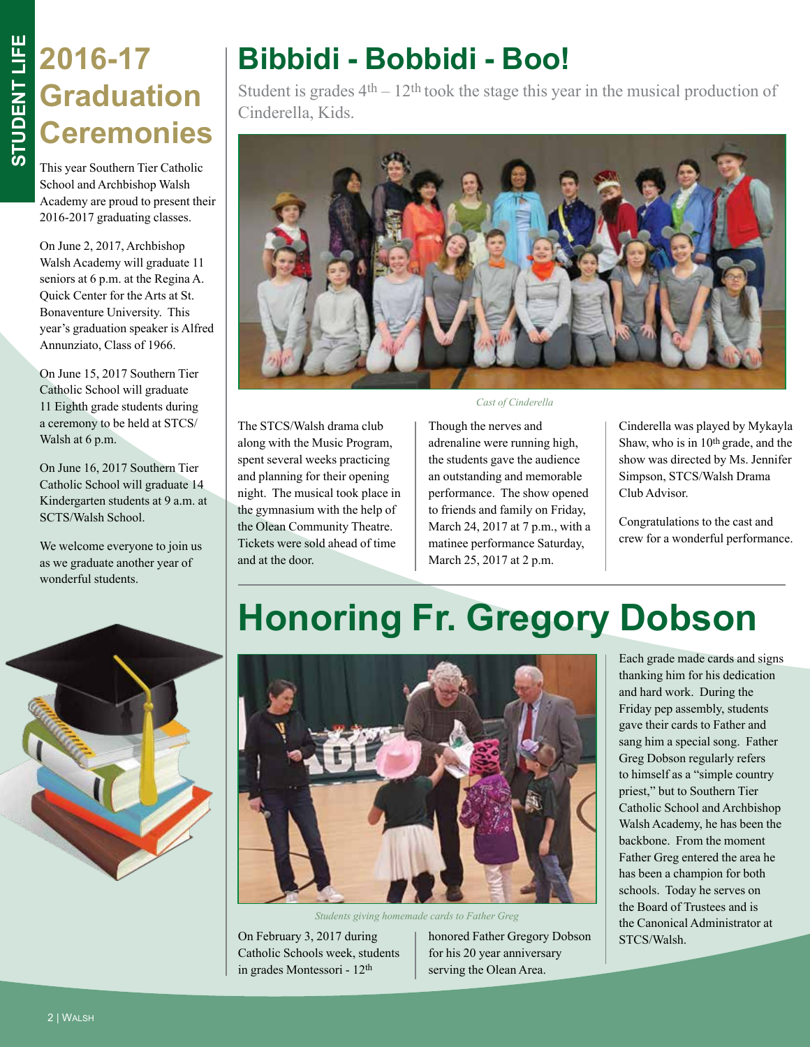# 2016-17 Graduation Ceremonies

This year Southern Tier Catholic School and Archbishop Walsh Academy are proud to present their 2016-2017 graduating classes.

On June 2, 2017, Archbishop Walsh Academy will graduate 11 seniors at 6 p.m. at the Regina A. Quick Center for the Arts at St. Bonaventure University. This year's graduation speaker is Alfred Annunziato, Class of 1966.

On June 15, 2017 Southern Tier Catholic School will graduate 11 Eighth grade students during a ceremony to be held at STCS/Walsh at 6 p.m.

On June 16, 2017 Southern Tier Catholic School will graduate 14 Kindergarten students at 9 a.m. at SCTS/Walsh School.

We welcome everyone to join us as we graduate another year of wonderful students.

# Bibbidi - Bobbidi - Boo!

Student is grades 4th – 12th took the stage this year in the musical production of Cinderella, Kids.

*Cast of Cinderella*

The STCS/Walsh drama club along with the Music Program, spent several weeks practicing and planning for their opening night. The musical took place in the gymnasium with the help of the Olean Community Theatre. Tickets were sold ahead of time and at the door.

Though the nerves and adrenaline were running high, the students gave the audience an outstanding and memorable performance. The show opened to friends and family on Friday, March 24, 2017 at 7 p.m., with a matinee performance Saturday, March 25, 2017 at 2 p.m.

Cinderella was played by Mykayla Shaw, who is in 10th grade, and the show was directed by Ms. Jennifer Simpson, STCS/Walsh Drama Club Advisor.

Congratulations to the cast and crew for a wonderful performance.

# Honoring Fr. Gregory Dobson

*Students giving homemade cards to Father Greg*

On February 3, 2017 during Catholic Schools week, students in grades Montessori - 12th honored Father Gregory Dobson for his 20 year anniversary serving the Olean Area.

Each grade made cards and signs thanking him for his dedication and hard work. During the Friday pep assembly, students gave their cards to Father and sang him a special song. Father Greg Dobson regularly refers to himself as a "simple country priest," but to Southern Tier Catholic School and Archbishop Walsh Academy, he has been the backbone. From the moment Father Greg entered the area he has been a champion for both schools. Today he serves on the Board of Trustees and is the Canonical Administrator at STCS/Walsh.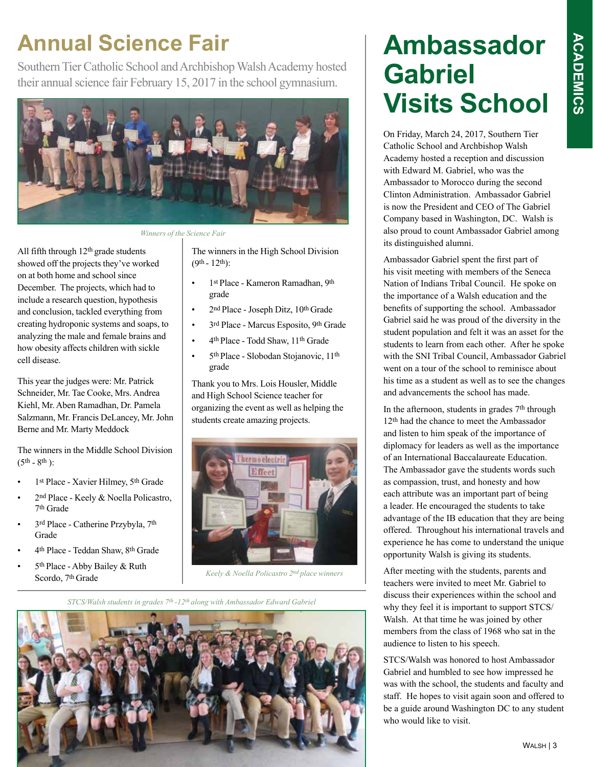# Annual Science Fair

Southern Tier Catholic School and Archbishop Walsh Academy hosted their annual science fair February 15, 2017 in the school gymnasium.

*Winners of the Science Fair*

All fifth through 12th grade students showed off the projects they've worked on at both home and school since December. The projects, which had to include a research question, hypothesis and conclusion, tackled everything from creating hydroponic systems and soaps, to analyzing the male and female brains and how obesity affects children with sickle cell disease.

This year the judges were: Mr. Patrick Schneider, Mr. Tae Cooke, Mrs. Andrea Kiehl, Mr. Aben Ramadhan, Dr. Pamela Salzmann, Mr. Francis DeLancey, Mr. John Berne and Mr. Marty Meddock

The winners in the Middle School Division (5th - 8th ):

- 1st Place - Xavier Hilmey, 5th Grade
- 2nd Place - Keely & Noella Policastro, 7th Grade
- 3rd Place - Catherine Przybyla, 7th Grade
- 4th Place - Teddan Shaw, 8th Grade
- 5th Place - Abby Bailey & Ruth Scordo, 7th Grade

The winners in the High School Division (9th - 12th):

- 1st Place - Kameron Ramadhan, 9th grade
- 2nd Place - Joseph Ditz, 10th Grade
- 3rd Place - Marcus Esposito, 9th Grade
- 4th Place - Todd Shaw, 11th Grade
- 5th Place - Slobodan Stojanovic, 11th grade

Thank you to Mrs. Lois Housler, Middle and High School Science teacher for organizing the event as well as helping the students create amazing projects.

*Keely & Noella Policastro 2nd place winners*

*STCS/Walsh students in grades 7th -12th along with Ambassador Edward Gabriel*

# Ambassador Gabriel Visits School

On Friday, March 24, 2017, Southern Tier Catholic School and Archbishop Walsh Academy hosted a reception and discussion with Edward M. Gabriel, who was the Ambassador to Morocco during the second Clinton Administration. Ambassador Gabriel is now the President and CEO of The Gabriel Company based in Washington, DC. Walsh is also proud to count Ambassador Gabriel among its distinguished alumni.

Ambassador Gabriel spent the first part of his visit meeting with members of the Seneca Nation of Indians Tribal Council. He spoke on the importance of a Walsh education and the benefits of supporting the school. Ambassador Gabriel said he was proud of the diversity in the student population and felt it was an asset for the students to learn from each other. After he spoke with the SNI Tribal Council, Ambassador Gabriel went on a tour of the school to reminisce about his time as a student as well as to see the changes and advancements the school has made.

In the afternoon, students in grades 7th through 12th had the chance to meet the Ambassador and listen to him speak of the importance of diplomacy for leaders as well as the importance of an International Baccalaureate Education. The Ambassador gave the students words such as compassion, trust, and honesty and how each attribute was an important part of being a leader. He encouraged the students to take advantage of the IB education that they are being offered. Throughout his international travels and experience he has come to understand the unique opportunity Walsh is giving its students.

After meeting with the students, parents and teachers were invited to meet Mr. Gabriel to discuss their experiences within the school and why they feel it is important to support STCS/ Walsh. At that time he was joined by other members from the class of 1968 who sat in the audience to listen to his speech.

STCS/Walsh was honored to host Ambassador Gabriel and humbled to see how impressed he was with the school, the students and faculty and staff. He hopes to visit again soon and offered to be a guide around Washington DC to any student who would like to visit.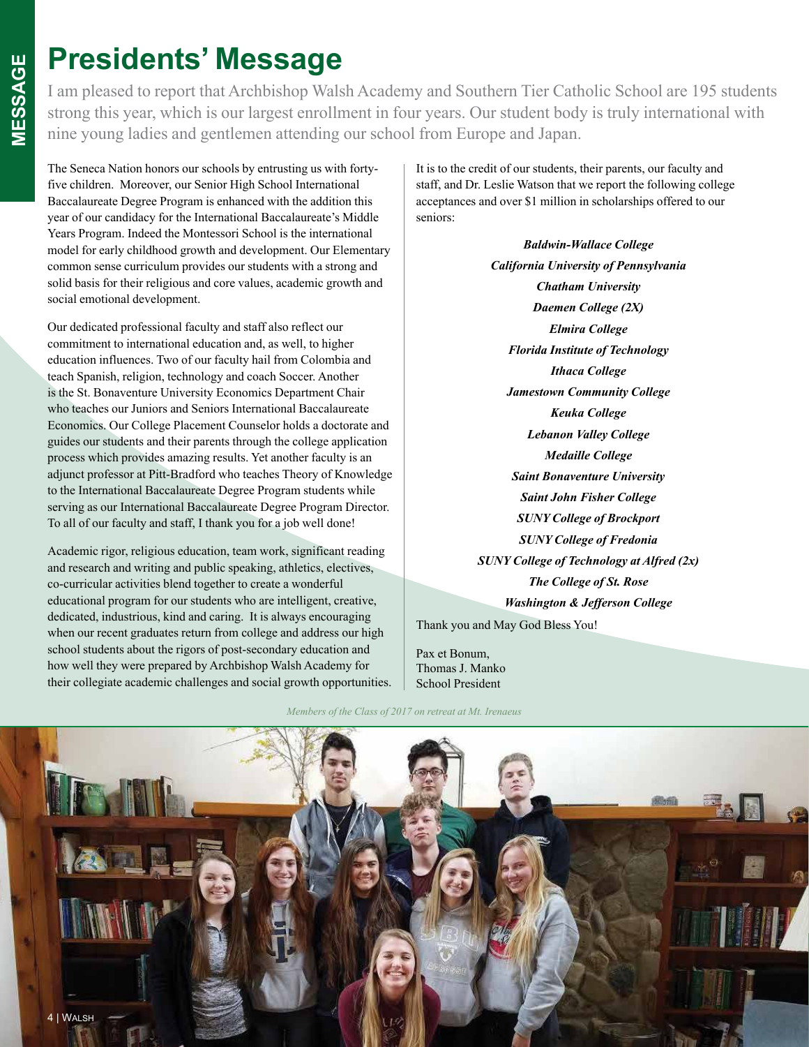# Presidents' Message

I am pleased to report that Archbishop Walsh Academy and Southern Tier Catholic School are 195 students strong this year, which is our largest enrollment in four years. Our student body is truly international with nine young ladies and gentlemen attending our school from Europe and Japan.

The Seneca Nation honors our schools by entrusting us with forty-five children. Moreover, our Senior High School International Baccalaureate Degree Program is enhanced with the addition this year of our candidacy for the International Baccalaureate's Middle Years Program. Indeed the Montessori School is the international model for early childhood growth and development. Our Elementary common sense curriculum provides our students with a strong and solid basis for their religious and core values, academic growth and social emotional development.

Our dedicated professional faculty and staff also reflect our commitment to international education and, as well, to higher education influences. Two of our faculty hail from Colombia and teach Spanish, religion, technology and coach Soccer. Another is the St. Bonaventure University Economics Department Chair who teaches our Juniors and Seniors International Baccalaureate Economics. Our College Placement Counselor holds a doctorate and guides our students and their parents through the college application process which provides amazing results. Yet another faculty is an adjunct professor at Pitt-Bradford who teaches Theory of Knowledge to the International Baccalaureate Degree Program students while serving as our International Baccalaureate Degree Program Director. To all of our faculty and staff, I thank you for a job well done!

Academic rigor, religious education, team work, significant reading and research and writing and public speaking, athletics, electives, co-curricular activities blend together to create a wonderful educational program for our students who are intelligent, creative, dedicated, industrious, kind and caring. It is always encouraging when our recent graduates return from college and address our high school students about the rigors of post-secondary education and how well they were prepared by Archbishop Walsh Academy for their collegiate academic challenges and social growth opportunities.

It is to the credit of our students, their parents, our faculty and staff, and Dr. Leslie Watson that we report the following college acceptances and over $1 million in scholarships offered to our seniors:

***Baldwin-Wallace College***
***California University of Pennsylvania***
***Chatham University***
***Daemen College (2X)***
***Elmira College***
***Florida Institute of Technology***
***Ithaca College***
***Jamestown Community College***
***Keuka College***
***Lebanon Valley College***
***Medaille College***
***Saint Bonaventure University***
***Saint John Fisher College***
***SUNY College of Brockport***
***SUNY College of Fredonia***
***SUNY College of Technology at Alfred (2x)***
***The College of St. Rose***
***Washington & Jefferson College***

Thank you and May God Bless You!

Pax et Bonum,
Thomas J. Manko
School President

*Members of the Class of 2017 on retreat at Mt. Irenaeus*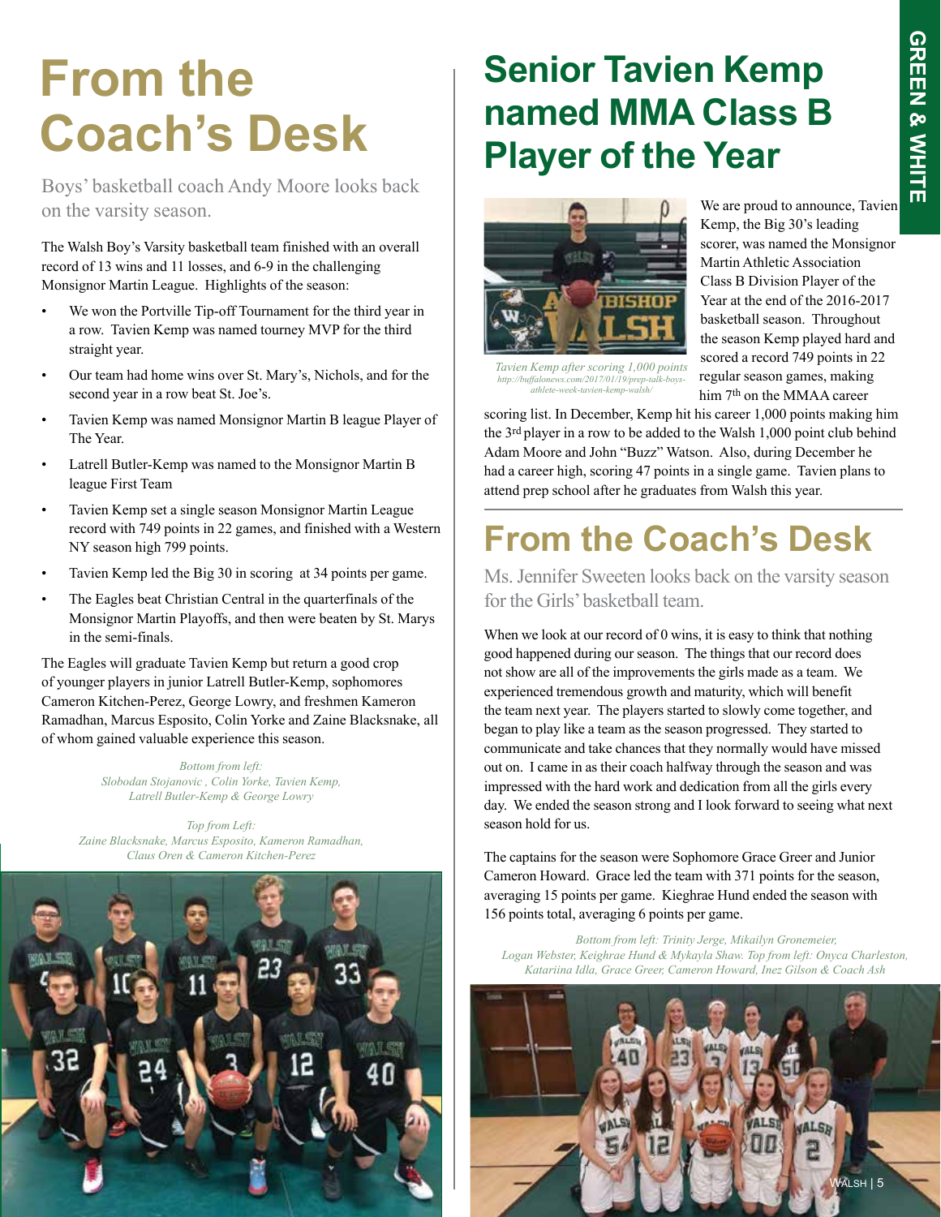# From the Coach's Desk

Boys' basketball coach Andy Moore looks back on the varsity season.

The Walsh Boy's Varsity basketball team finished with an overall record of 13 wins and 11 losses, and 6-9 in the challenging Monsignor Martin League. Highlights of the season:

- We won the Portville Tip-off Tournament for the third year in a row. Tavien Kemp was named tourney MVP for the third straight year.
- Our team had home wins over St. Mary's, Nichols, and for the second year in a row beat St. Joe's.
- Tavien Kemp was named Monsignor Martin B league Player of The Year.
- Latrell Butler-Kemp was named to the Monsignor Martin B league First Team
- Tavien Kemp set a single season Monsignor Martin League record with 749 points in 22 games, and finished with a Western NY season high 799 points.
- Tavien Kemp led the Big 30 in scoring at 34 points per game.
- The Eagles beat Christian Central in the quarterfinals of the Monsignor Martin Playoffs, and then were beaten by St. Marys in the semi-finals.

The Eagles will graduate Tavien Kemp but return a good crop of younger players in junior Latrell Butler-Kemp, sophomores Cameron Kitchen-Perez, George Lowry, and freshmen Kameron Ramadhan, Marcus Esposito, Colin Yorke and Zaine Blacksnake, all of whom gained valuable experience this season.

*Bottom from left: Slobodan Stojanovic , Colin Yorke, Tavien Kemp, Latrell Butler-Kemp & George Lowry*

*Top from Left: Zaine Blacksnake, Marcus Esposito, Kameron Ramadhan, Claus Oren & Cameron Kitchen-Perez*

# Senior Tavien Kemp named MMA Class B Player of the Year

*Tavien Kemp after scoring 1,000 points*
*http://buffalonews.com/2017/01/19/prep-talk-boys-athlete-week-tavien-kemp-walsh/*

We are proud to announce, Tavien Kemp, the Big 30's leading scorer, was named the Monsignor Martin Athletic Association Class B Division Player of the Year at the end of the 2016-2017 basketball season. Throughout the season Kemp played hard and scored a record 749 points in 22 regular season games, making him 7th on the MMAA career scoring list. In December, Kemp hit his career 1,000 points making him the 3rd player in a row to be added to the Walsh 1,000 point club behind Adam Moore and John "Buzz" Watson. Also, during December he had a career high, scoring 47 points in a single game. Tavien plans to attend prep school after he graduates from Walsh this year.

# From the Coach's Desk

Ms. Jennifer Sweeten looks back on the varsity season for the Girls' basketball team.

When we look at our record of 0 wins, it is easy to think that nothing good happened during our season. The things that our record does not show are all of the improvements the girls made as a team. We experienced tremendous growth and maturity, which will benefit the team next year. The players started to slowly come together, and began to play like a team as the season progressed. They started to communicate and take chances that they normally would have missed out on. I came in as their coach halfway through the season and was impressed with the hard work and dedication from all the girls every day. We ended the season strong and I look forward to seeing what next season hold for us.

The captains for the season were Sophomore Grace Greer and Junior Cameron Howard. Grace led the team with 371 points for the season, averaging 15 points per game. Kieghrae Hund ended the season with 156 points total, averaging 6 points per game.

*Bottom from left: Trinity Jerge, Mikailyn Gronemeier, Logan Webster, Keighrae Hund & Mykayla Shaw. Top from left: Onyca Charleston, Katariina Idla, Grace Greer, Cameron Howard, Inez Gilson & Coach Ash*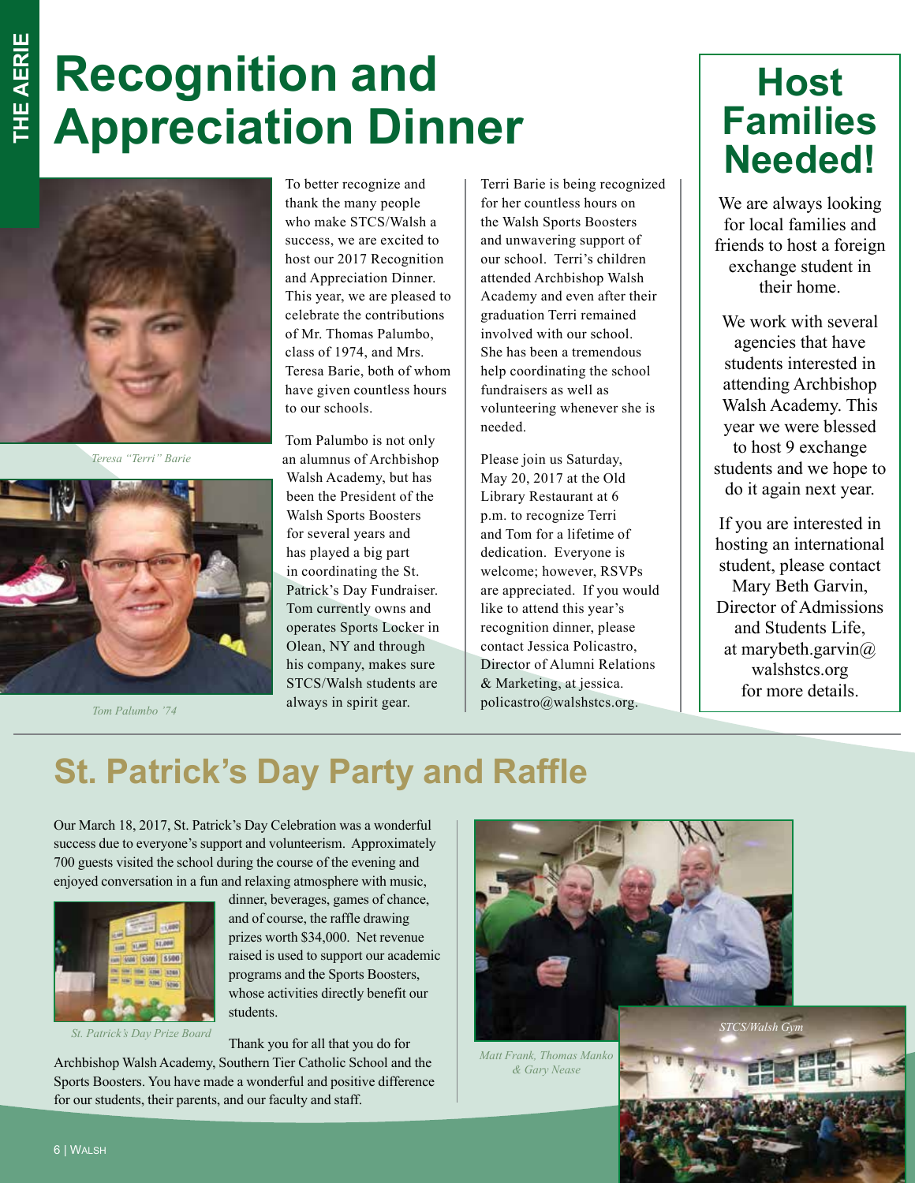# Recognition and Appreciation Dinner

*Teresa "Terri" Barie*

*Tom Palumbo '74*

To better recognize and thank the many people who make STCS/Walsh a success, we are excited to host our 2017 Recognition and Appreciation Dinner. This year, we are pleased to celebrate the contributions of Mr. Thomas Palumbo, class of 1974, and Mrs. Teresa Barie, both of whom have given countless hours to our schools.

Tom Palumbo is not only an alumnus of Archbishop Walsh Academy, but has been the President of the Walsh Sports Boosters for several years and has played a big part in coordinating the St. Patrick's Day Fundraiser. Tom currently owns and operates Sports Locker in Olean, NY and through his company, makes sure STCS/Walsh students are always in spirit gear.

Terri Barie is being recognized for her countless hours on the Walsh Sports Boosters and unwavering support of our school. Terri's children attended Archbishop Walsh Academy and even after their graduation Terri remained involved with our school. She has been a tremendous help coordinating the school fundraisers as well as volunteering whenever she is needed.

Please join us Saturday, May 20, 2017 at the Old Library Restaurant at 6 p.m. to recognize Terri and Tom for a lifetime of dedication. Everyone is welcome; however, RSVPs are appreciated. If you would like to attend this year's recognition dinner, please contact Jessica Policastro, Director of Alumni Relations & Marketing, at jessica.policastro@walshstcs.org.

## Host Families Needed!

We are always looking for local families and friends to host a foreign exchange student in their home.

We work with several agencies that have students interested in attending Archbishop Walsh Academy. This year we were blessed to host 9 exchange students and we hope to do it again next year.

If you are interested in hosting an international student, please contact Mary Beth Garvin, Director of Admissions and Students Life, at marybeth.garvin@walshstcs.org for more details.

## St. Patrick's Day Party and Raffle

Our March 18, 2017, St. Patrick's Day Celebration was a wonderful success due to everyone's support and volunteerism. Approximately 700 guests visited the school during the course of the evening and enjoyed conversation in a fun and relaxing atmosphere with music, dinner, beverages, games of chance, and of course, the raffle drawing prizes worth $34,000. Net revenue raised is used to support our academic programs and the Sports Boosters, whose activities directly benefit our students.

*St. Patrick's Day Prize Board*

Thank you for all that you do for Archbishop Walsh Academy, Southern Tier Catholic School and the Sports Boosters. You have made a wonderful and positive difference for our students, their parents, and our faculty and staff.

*Matt Frank, Thomas Manko & Gary Nease*

*STCS/Walsh Gym*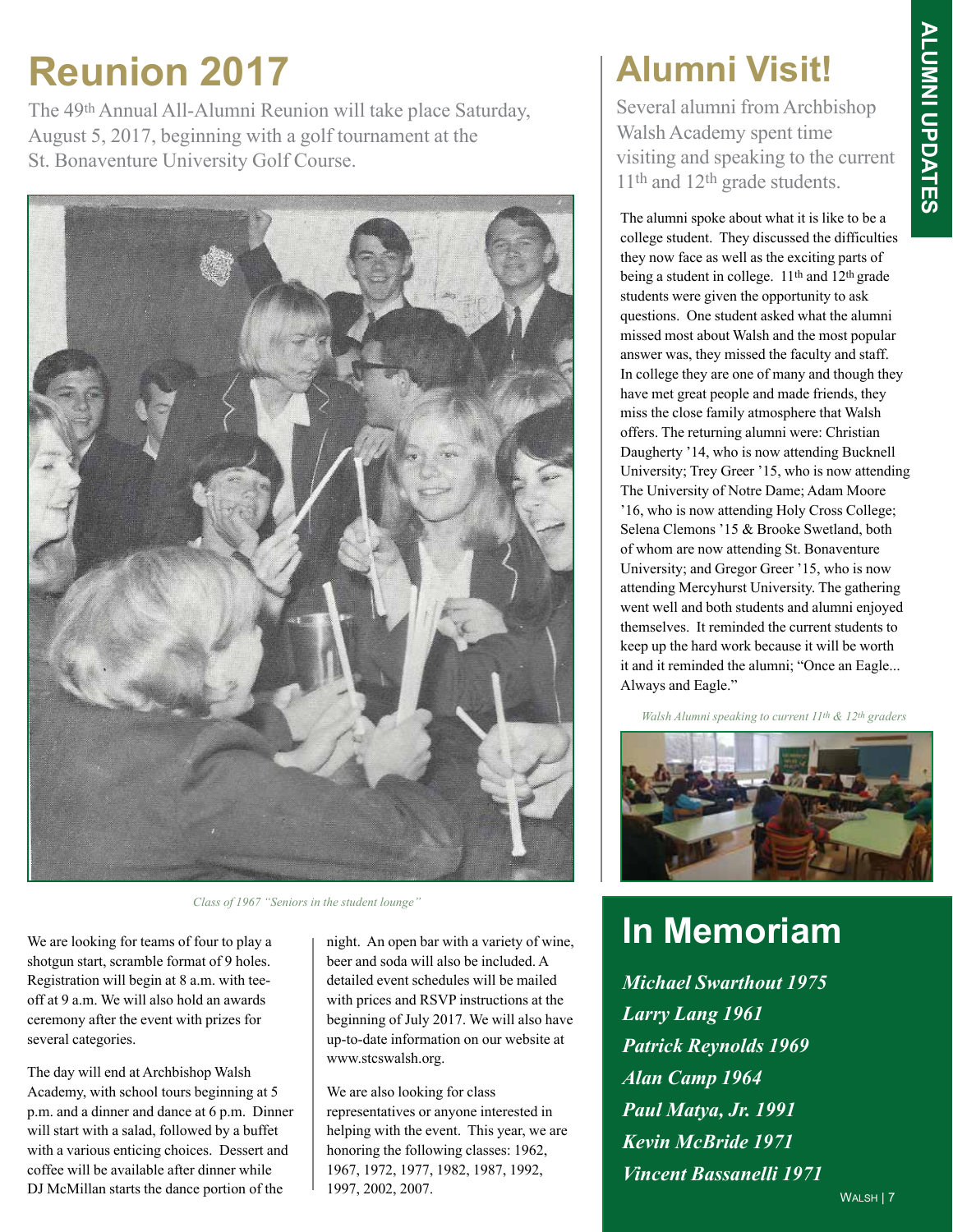# Reunion 2017

The 49th Annual All-Alumni Reunion will take place Saturday, August 5, 2017, beginning with a golf tournament at the St. Bonaventure University Golf Course.

*Class of 1967 "Seniors in the student lounge"*

We are looking for teams of four to play a shotgun start, scramble format of 9 holes. Registration will begin at 8 a.m. with tee-off at 9 a.m. We will also hold an awards ceremony after the event with prizes for several categories.

The day will end at Archbishop Walsh Academy, with school tours beginning at 5 p.m. and a dinner and dance at 6 p.m. Dinner will start with a salad, followed by a buffet with a various enticing choices. Dessert and coffee will be available after dinner while DJ McMillan starts the dance portion of the night. An open bar with a variety of wine, beer and soda will also be included. A detailed event schedules will be mailed with prices and RSVP instructions at the beginning of July 2017. We will also have up-to-date information on our website at www.stcswalsh.org.

We are also looking for class representatives or anyone interested in helping with the event. This year, we are honoring the following classes: 1962, 1967, 1972, 1977, 1982, 1987, 1992, 1997, 2002, 2007.

# Alumni Visit!

Several alumni from Archbishop Walsh Academy spent time visiting and speaking to the current 11th and 12th grade students.

The alumni spoke about what it is like to be a college student. They discussed the difficulties they now face as well as the exciting parts of being a student in college. 11th and 12th grade students were given the opportunity to ask questions. One student asked what the alumni missed most about Walsh and the most popular answer was, they missed the faculty and staff. In college they are one of many and though they have met great people and made friends, they miss the close family atmosphere that Walsh offers. The returning alumni were: Christian Daugherty '14, who is now attending Bucknell University; Trey Greer '15, who is now attending The University of Notre Dame; Adam Moore '16, who is now attending Holy Cross College; Selena Clemons '15 & Brooke Swetland, both of whom are now attending St. Bonaventure University; and Gregor Greer '15, who is now attending Mercyhurst University. The gathering went well and both students and alumni enjoyed themselves. It reminded the current students to keep up the hard work because it will be worth it and it reminded the alumni; "Once an Eagle... Always and Eagle."

*Walsh Alumni speaking to current 11th & 12th graders*

# In Memoriam

***Michael Swarthout 1975***
***Larry Lang 1961***
***Patrick Reynolds 1969***
***Alan Camp 1964***
***Paul Matya, Jr. 1991***
***Kevin McBride 1971***
***Vincent Bassanelli 1971***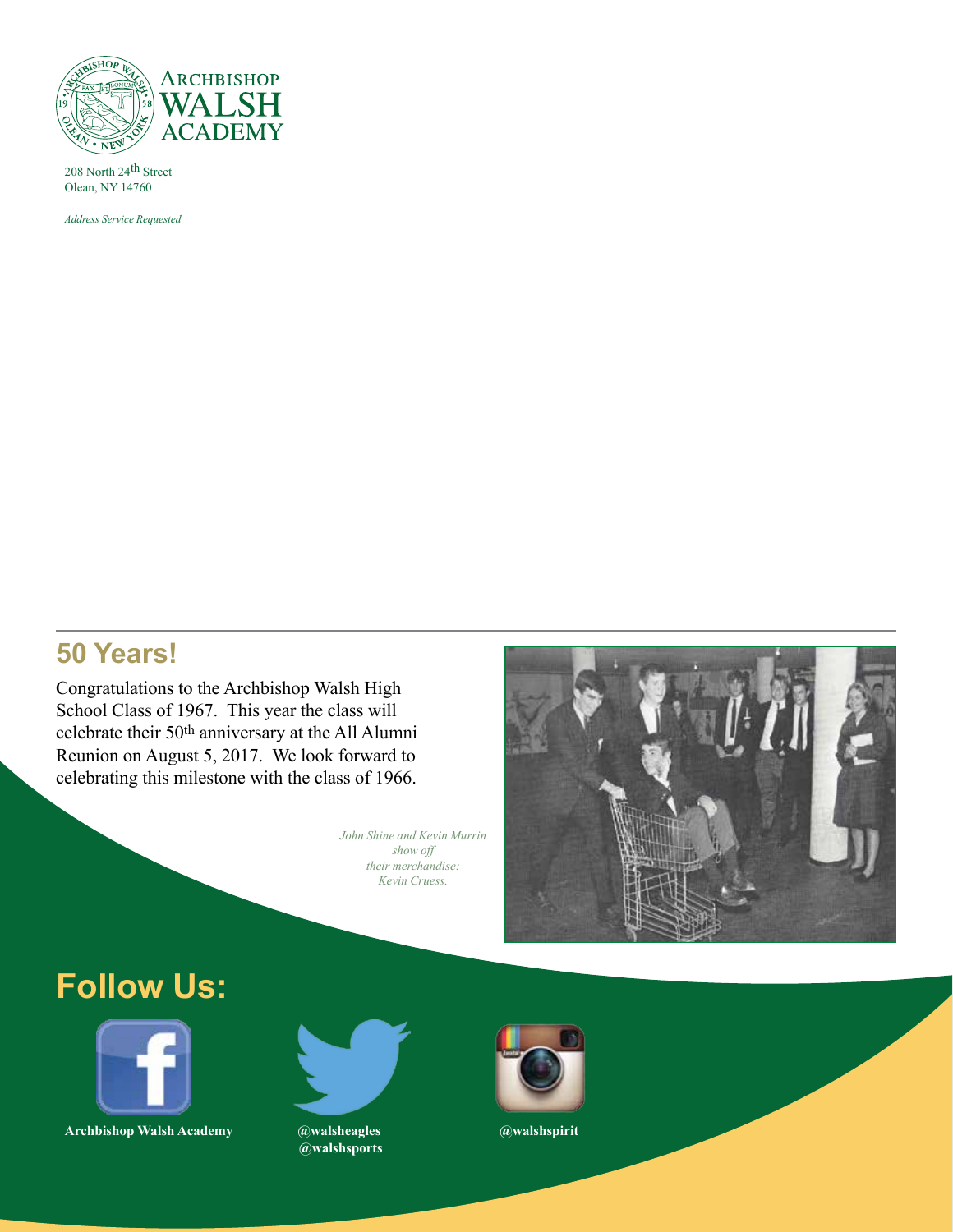**ARCHBISHOP WALSH ACADEMY**

208 North 24th Street
Olean, NY 14760

*Address Service Requested*

## 50 Years!

Congratulations to the Archbishop Walsh High School Class of 1967. This year the class will celebrate their 50th anniversary at the All Alumni Reunion on August 5, 2017. We look forward to celebrating this milestone with the class of 1966.

*John Shine and Kevin Murrin show off their merchandise: Kevin Cruess.*

## Follow Us:

**Archbishop Walsh Academy**

**@walsheagles**
**@walshsports**

**@walshspirit**